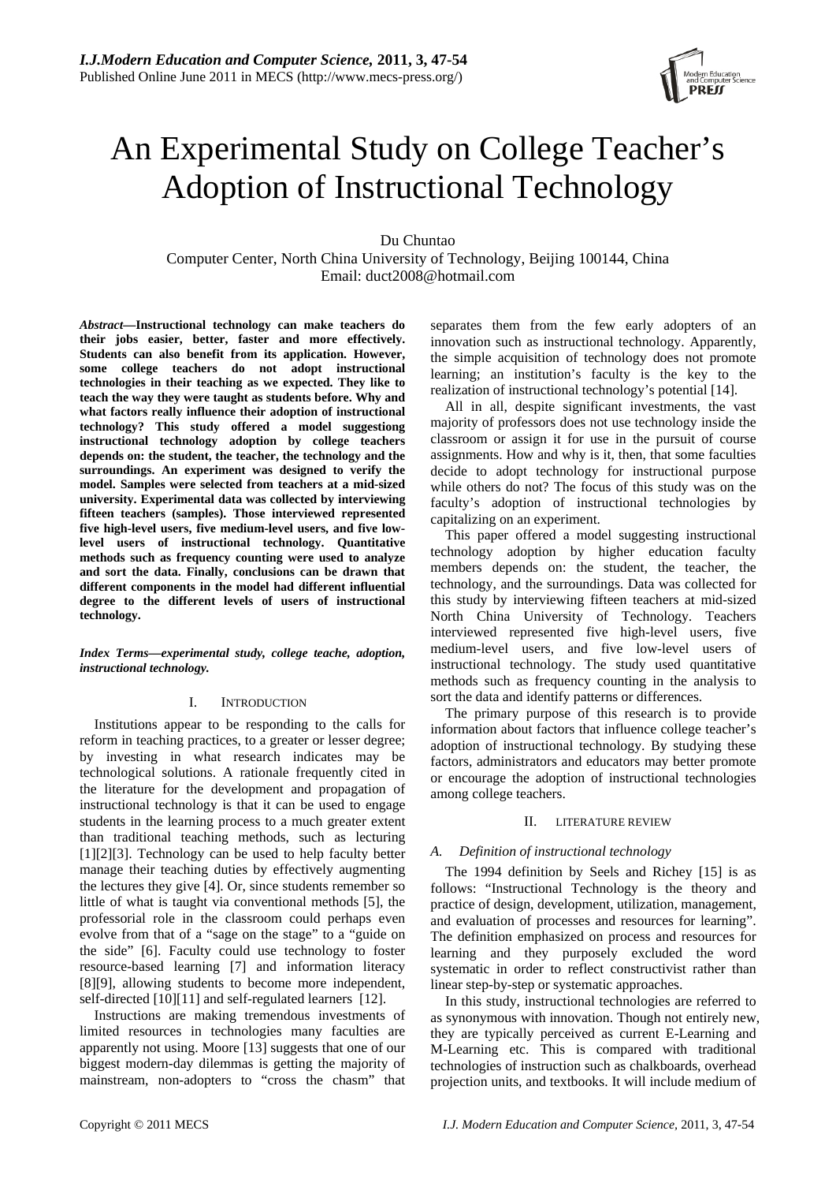# An Experimental Study on College Teacher's Adoption of Instructional Technology

Du Chuntao

Computer Center, North China University of Technology, Beijing 100144, China

Email: duct2008@hotmail.com

***Abstract*—Instructional technology can make teachers do their jobs easier, better, faster and more effectively. Students can also benefit from its application. However, some college teachers do not adopt instructional technologies in their teaching as we expected. They like to teach the way they were taught as students before. Why and what factors really influence their adoption of instructional technology? This study offered a model suggestiong instructional technology adoption by college teachers depends on: the student, the teacher, the technology and the surroundings. An experiment was designed to verify the model. Samples were selected from teachers at a mid-sized university. Experimental data was collected by interviewing fifteen teachers (samples). Those interviewed represented five high-level users, five medium-level users, and five low-level users of instructional technology. Quantitative methods such as frequency counting were used to analyze and sort the data. Finally, conclusions can be drawn that different components in the model had different influential degree to the different levels of users of instructional technology.**

***Index Terms—experimental study, college teache, adoption, instructional technology.***

## I. Introduction

Institutions appear to be responding to the calls for reform in teaching practices, to a greater or lesser degree; by investing in what research indicates may be technological solutions. A rationale frequently cited in the literature for the development and propagation of instructional technology is that it can be used to engage students in the learning process to a much greater extent than traditional teaching methods, such as lecturing [1][2][3]. Technology can be used to help faculty better manage their teaching duties by effectively augmenting the lectures they give [4]. Or, since students remember so little of what is taught via conventional methods [5], the professorial role in the classroom could perhaps even evolve from that of a "sage on the stage" to a "guide on the side" [6]. Faculty could use technology to foster resource-based learning [7] and information literacy [8][9], allowing students to become more independent, self-directed [10][11] and self-regulated learners [12].

Instructions are making tremendous investments of limited resources in technologies many faculties are apparently not using. Moore [13] suggests that one of our biggest modern-day dilemmas is getting the majority of mainstream, non-adopters to "cross the chasm" that separates them from the few early adopters of an innovation such as instructional technology. Apparently, the simple acquisition of technology does not promote learning; an institution's faculty is the key to the realization of instructional technology's potential [14].

All in all, despite significant investments, the vast majority of professors does not use technology inside the classroom or assign it for use in the pursuit of course assignments. How and why is it, then, that some faculties decide to adopt technology for instructional purpose while others do not? The focus of this study was on the faculty's adoption of instructional technologies by capitalizing on an experiment.

This paper offered a model suggesting instructional technology adoption by higher education faculty members depends on: the student, the teacher, the technology, and the surroundings. Data was collected for this study by interviewing fifteen teachers at mid-sized North China University of Technology. Teachers interviewed represented five high-level users, five medium-level users, and five low-level users of instructional technology. The study used quantitative methods such as frequency counting in the analysis to sort the data and identify patterns or differences.

The primary purpose of this research is to provide information about factors that influence college teacher's adoption of instructional technology. By studying these factors, administrators and educators may better promote or encourage the adoption of instructional technologies among college teachers.

## II. Literature Review

### *A. Definition of instructional technology*

The 1994 definition by Seels and Richey [15] is as follows: "Instructional Technology is the theory and practice of design, development, utilization, management, and evaluation of processes and resources for learning". The definition emphasized on process and resources for learning and they purposely excluded the word systematic in order to reflect constructivist rather than linear step-by-step or systematic approaches.

In this study, instructional technologies are referred to as synonymous with innovation. Though not entirely new, they are typically perceived as current E-Learning and M-Learning etc. This is compared with traditional technologies of instruction such as chalkboards, overhead projection units, and textbooks. It will include medium of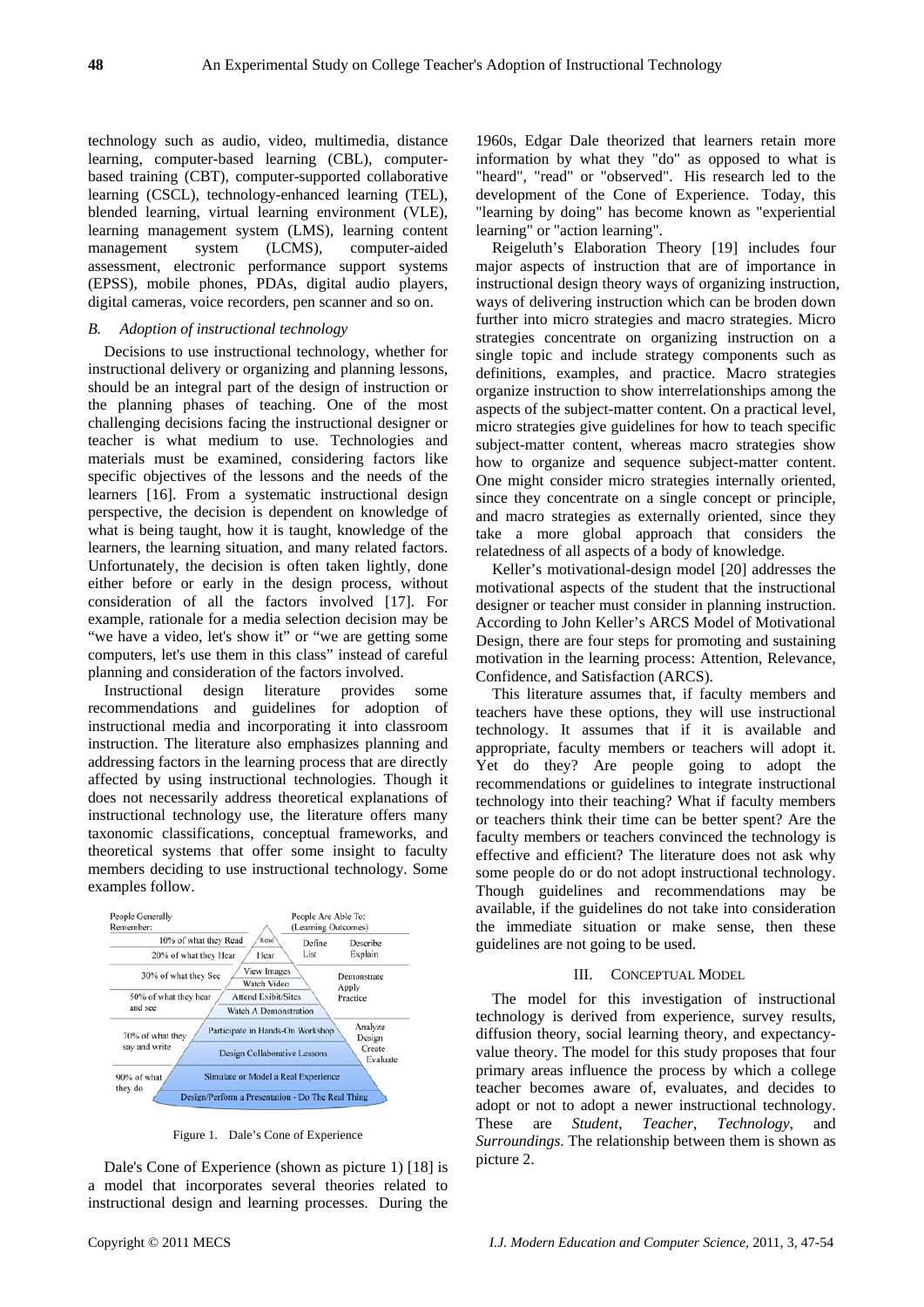technology such as audio, video, multimedia, distance learning, computer-based learning (CBL), computer-based training (CBT), computer-supported collaborative learning (CSCL), technology-enhanced learning (TEL), blended learning, virtual learning environment (VLE), learning management system (LMS), learning content management system (LCMS), computer-aided assessment, electronic performance support systems (EPSS), mobile phones, PDAs, digital audio players, digital cameras, voice recorders, pen scanner and so on.

### *B. Adoption of instructional technology*

Decisions to use instructional technology, whether for instructional delivery or organizing and planning lessons, should be an integral part of the design of instruction or the planning phases of teaching. One of the most challenging decisions facing the instructional designer or teacher is what medium to use. Technologies and materials must be examined, considering factors like specific objectives of the lessons and the needs of the learners [16]. From a systematic instructional design perspective, the decision is dependent on knowledge of what is being taught, how it is taught, knowledge of the learners, the learning situation, and many related factors. Unfortunately, the decision is often taken lightly, done either before or early in the design process, without consideration of all the factors involved [17]. For example, rationale for a media selection decision may be "we have a video, let's show it" or "we are getting some computers, let's use them in this class" instead of careful planning and consideration of the factors involved.

Instructional design literature provides some recommendations and guidelines for adoption of instructional media and incorporating it into classroom instruction. The literature also emphasizes planning and addressing factors in the learning process that are directly affected by using instructional technologies. Though it does not necessarily address theoretical explanations of instructional technology use, the literature offers many taxonomic classifications, conceptual frameworks, and theoretical systems that offer some insight to faculty members deciding to use instructional technology. Some examples follow.

Figure 1. Dale's Cone of Experience

Dale's Cone of Experience (shown as picture 1) [18] is a model that incorporates several theories related to instructional design and learning processes. During the 1960s, Edgar Dale theorized that learners retain more information by what they "do" as opposed to what is "heard", "read" or "observed". His research led to the development of the Cone of Experience. Today, this "learning by doing" has become known as "experiential learning" or "action learning".

Reigeluth's Elaboration Theory [19] includes four major aspects of instruction that are of importance in instructional design theory ways of organizing instruction, ways of delivering instruction which can be broden down further into micro strategies and macro strategies. Micro strategies concentrate on organizing instruction on a single topic and include strategy components such as definitions, examples, and practice. Macro strategies organize instruction to show interrelationships among the aspects of the subject-matter content. On a practical level, micro strategies give guidelines for how to teach specific subject-matter content, whereas macro strategies show how to organize and sequence subject-matter content. One might consider micro strategies internally oriented, since they concentrate on a single concept or principle, and macro strategies as externally oriented, since they take a more global approach that considers the relatedness of all aspects of a body of knowledge.

Keller's motivational-design model [20] addresses the motivational aspects of the student that the instructional designer or teacher must consider in planning instruction. According to John Keller's ARCS Model of Motivational Design, there are four steps for promoting and sustaining motivation in the learning process: Attention, Relevance, Confidence, and Satisfaction (ARCS).

This literature assumes that, if faculty members and teachers have these options, they will use instructional technology. It assumes that if it is available and appropriate, faculty members or teachers will adopt it. Yet do they? Are people going to adopt the recommendations or guidelines to integrate instructional technology into their teaching? What if faculty members or teachers think their time can be better spent? Are the faculty members or teachers convinced the technology is effective and efficient? The literature does not ask why some people do or do not adopt instructional technology. Though guidelines and recommendations may be available, if the guidelines do not take into consideration the immediate situation or make sense, then these guidelines are not going to be used.

## III. CONCEPTUAL MODEL

The model for this investigation of instructional technology is derived from experience, survey results, diffusion theory, social learning theory, and expectancy-value theory. The model for this study proposes that four primary areas influence the process by which a college teacher becomes aware of, evaluates, and decides to adopt or not to adopt a newer instructional technology. These are *Student*, *Teacher*, *Technology*, and *Surroundings*. The relationship between them is shown as picture 2.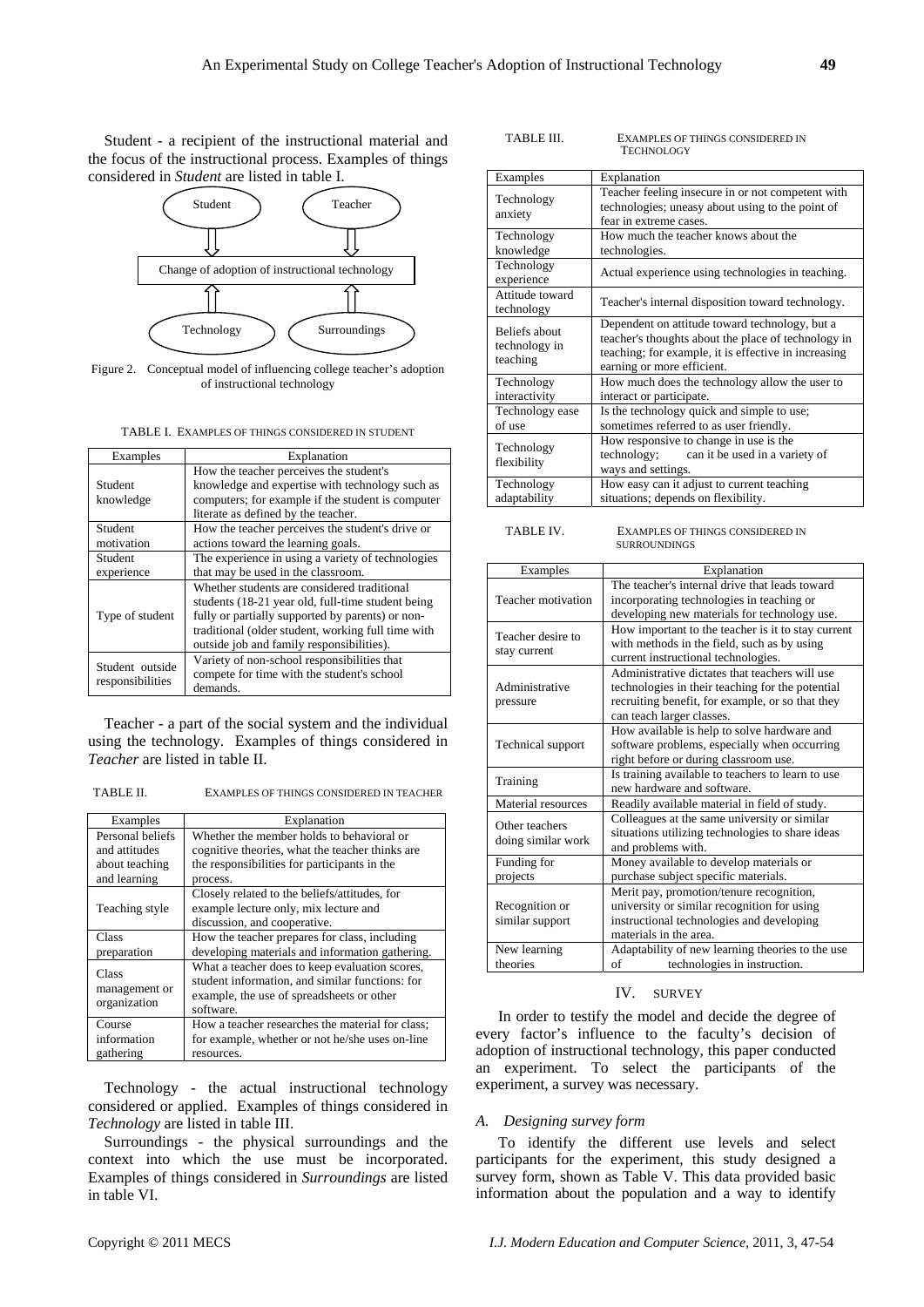Student - a recipient of the instructional material and the focus of the instructional process. Examples of things considered in *Student* are listed in table I.

Figure 2. Conceptual model of influencing college teacher's adoption of instructional technology

TABLE I. EXAMPLES OF THINGS CONSIDERED IN STUDENT

| Examples | Explanation |
|---|---|
| Student knowledge | How the teacher perceives the student's knowledge and expertise with technology such as computers; for example if the student is computer literate as defined by the teacher. |
| Student motivation | How the teacher perceives the student's drive or actions toward the learning goals. |
| Student experience | The experience in using a variety of technologies that may be used in the classroom. |
| Type of student | Whether students are considered traditional students (18-21 year old, full-time student being fully or partially supported by parents) or non-traditional (older student, working full time with outside job and family responsibilities). |
| Student outside responsibilities | Variety of non-school responsibilities that compete for time with the student's school demands. |

Teacher - a part of the social system and the individual using the technology. Examples of things considered in *Teacher* are listed in table II.

TABLE II. EXAMPLES OF THINGS CONSIDERED IN TEACHER

| Examples | Explanation |
|---|---|
| Personal beliefs and attitudes about teaching and learning | Whether the member holds to behavioral or cognitive theories, what the teacher thinks are the responsibilities for participants in the process. |
| Teaching style | Closely related to the beliefs/attitudes, for example lecture only, mix lecture and discussion, and cooperative. |
| Class preparation | How the teacher prepares for class, including developing materials and information gathering. |
| Class management or organization | What a teacher does to keep evaluation scores, student information, and similar functions: for example, the use of spreadsheets or other software. |
| Course information gathering | How a teacher researches the material for class; for example, whether or not he/she uses on-line resources. |

Technology - the actual instructional technology considered or applied. Examples of things considered in *Technology* are listed in table III.

Surroundings - the physical surroundings and the context into which the use must be incorporated. Examples of things considered in *Surroundings* are listed in table VI.

TABLE III. EXAMPLES OF THINGS CONSIDERED IN TECHNOLOGY

| Examples | Explanation |
|---|---|
| Technology anxiety | Teacher feeling insecure in or not competent with technologies; uneasy about using to the point of fear in extreme cases. |
| Technology knowledge | How much the teacher knows about the technologies. |
| Technology experience | Actual experience using technologies in teaching. |
| Attitude toward technology | Teacher's internal disposition toward technology. |
| Beliefs about technology in teaching | Dependent on attitude toward technology, but a teacher's thoughts about the place of technology in teaching; for example, it is effective in increasing earning or more efficient. |
| Technology interactivity | How much does the technology allow the user to interact or participate. |
| Technology ease of use | Is the technology quick and simple to use; sometimes referred to as user friendly. |
| Technology flexibility | How responsive to change in use is the technology; can it be used in a variety of ways and settings. |
| Technology adaptability | How easy can it adjust to current teaching situations; depends on flexibility. |

TABLE IV. EXAMPLES OF THINGS CONSIDERED IN SURROUNDINGS

| Examples | Explanation |
|---|---|
| Teacher motivation | The teacher's internal drive that leads toward incorporating technologies in teaching or developing new materials for technology use. |
| Teacher desire to stay current | How important to the teacher is it to stay current with methods in the field, such as by using current instructional technologies. |
| Administrative pressure | Administrative dictates that teachers will use technologies in their teaching for the potential recruiting benefit, for example, or so that they can teach larger classes. |
| Technical support | How available is help to solve hardware and software problems, especially when occurring right before or during classroom use. |
| Training | Is training available to teachers to learn to use new hardware and software. |
| Material resources | Readily available material in field of study. |
| Other teachers doing similar work | Colleagues at the same university or similar situations utilizing technologies to share ideas and problems with. |
| Funding for projects | Money available to develop materials or purchase subject specific materials. |
| Recognition or similar support | Merit pay, promotion/tenure recognition, university or similar recognition for using instructional technologies and developing materials in the area. |
| New learning theories | Adaptability of new learning theories to the use of technologies in instruction. |

## IV. SURVEY

In order to testify the model and decide the degree of every factor's influence to the faculty's decision of adoption of instructional technology, this paper conducted an experiment. To select the participants of the experiment, a survey was necessary.

### *A. Designing survey form*

To identify the different use levels and select participants for the experiment, this study designed a survey form, shown as Table V. This data provided basic information about the population and a way to identify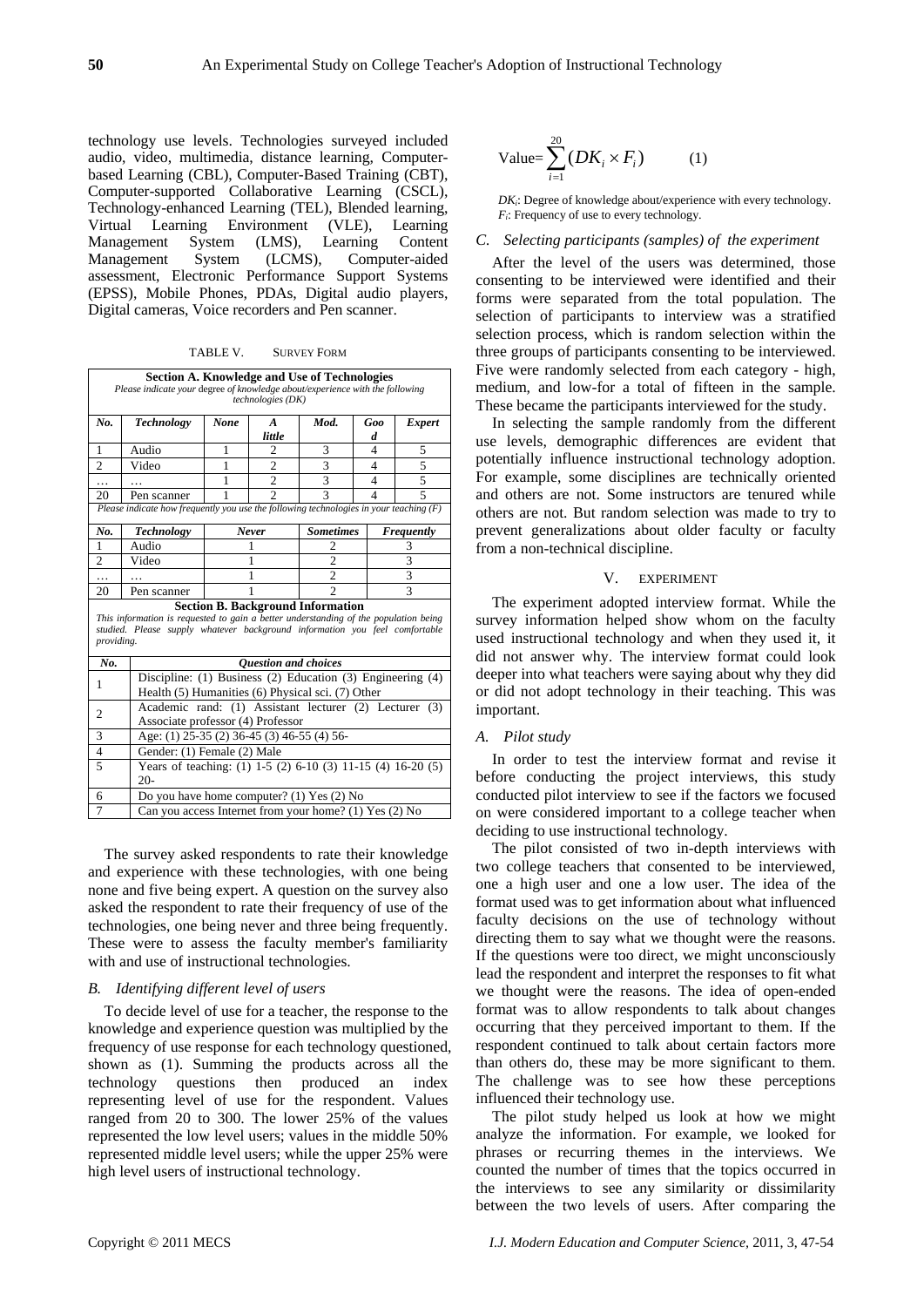technology use levels. Technologies surveyed included audio, video, multimedia, distance learning, Computer-based Learning (CBL), Computer-Based Training (CBT), Computer-supported Collaborative Learning (CSCL), Technology-enhanced Learning (TEL), Blended learning, Virtual Learning Environment (VLE), Learning Management System (LMS), Learning Content Management System (LCMS), Computer-aided assessment, Electronic Performance Support Systems (EPSS), Mobile Phones, PDAs, Digital audio players, Digital cameras, Voice recorders and Pen scanner.

TABLE V. SURVEY FORM

**Section A. Knowledge and Use of Technologies**

*Please indicate your degree of knowledge about/experience with the following technologies (DK)*

| No. | Technology | None | A little | Mod. | Good | Expert |
|---|---|---|---|---|---|---|
| 1 | Audio | 1 | 2 | 3 | 4 | 5 |
| 2 | Video | 1 | 2 | 3 | 4 | 5 |
| … | … | 1 | 2 | 3 | 4 | 5 |
| 20 | Pen scanner | 1 | 2 | 3 | 4 | 5 |

*Please indicate how frequently you use of the following technologies in your teaching (F)*

| No. | Technology | Never | Sometimes | Frequently |
|---|---|---|---|---|
| 1 | Audio | 1 | 2 | 3 |
| 2 | Video | 1 | 2 | 3 |
| … | … | 1 | 2 | 3 |
| 20 | Pen scanner | 1 | 2 | 3 |

**Section B. Background Information**

*This information is requested to gain a better understanding of the population being studied. Please supply whatever background information you feel comfortable providing.*

| No. | Question and choices |
|---|---|
| 1 | Discipline: (1) Business (2) Education (3) Engineering (4) Health (5) Humanities (6) Physical sci. (7) Other |
| 2 | Academic rand: (1) Assistant lecturer (2) Lecturer (3) Associate professor (4) Professor |
| 3 | Age: (1) 25-35 (2) 36-45 (3) 46-55 (4) 56- |
| 4 | Gender: (1) Female (2) Male |
| 5 | Years of teaching: (1) 1-5 (2) 6-10 (3) 11-15 (4) 16-20 (5) 20- |
| 6 | Do you have home computer? (1) Yes (2) No |
| 7 | Can you access Internet from your home? (1) Yes (2) No |

The survey asked respondents to rate their knowledge and experience with these technologies, with one being none and five being expert. A question on the survey also asked the respondent to rate their frequency of use of the technologies, one being never and three being frequently. These were to assess the faculty member's familiarity with and use of instructional technologies.

### *B. Identifying different level of users*

To decide level of use for a teacher, the response to the knowledge and experience question was multiplied by the frequency of use response for each technology questioned, shown as (1). Summing the products across all the technology questions then produced an index representing level of use for the respondent. Values ranged from 20 to 300. The lower 25% of the values represented the low level users; values in the middle 50% represented middle level users; while the upper 25% were high level users of instructional technology.

$$\text{Value}=\sum_{i=1}^{20}(DK_i \times F_i) \qquad (1)$$

$DK_i$: Degree of knowledge about/experience with every technology.
$F_i$: Frequency of use to every technology.

### *C. Selecting participants (samples) of the experiment*

After the level of the users was determined, those consenting to be interviewed were identified and their forms were separated from the total population. The selection of participants to interview was a stratified selection process, which is random selection within the three groups of participants consenting to be interviewed. Five were randomly selected from each category - high, medium, and low-for a total of fifteen in the sample. These became the participants interviewed for the study.

In selecting the sample randomly from the different use levels, demographic differences are evident that potentially influence instructional technology adoption. For example, some disciplines are technically oriented and others are not. Some instructors are tenured while others are not. But random selection was made to try to prevent generalizations about older faculty or faculty from a non-technical discipline.

## V. EXPERIMENT

The experiment adopted interview format. While the survey information helped show whom on the faculty used instructional technology and when they used it, it did not answer why. The interview format could look deeper into what teachers were saying about why they did or did not adopt technology in their teaching. This was important.

### *A. Pilot study*

In order to test the interview format and revise it before conducting the project interviews, this study conducted pilot interview to see if the factors we focused on were considered important to a college teacher when deciding to use instructional technology.

The pilot consisted of two in-depth interviews with two college teachers that consented to be interviewed, one a high user and one a low user. The idea of the format used was to get information about what influenced faculty decisions on the use of technology without directing them to say what we thought were the reasons. If the questions were too direct, we might unconsciously lead the respondent and interpret the responses to fit what we thought were the reasons. The idea of open-ended format was to allow respondents to talk about changes occurring that they perceived important to them. If the respondent continued to talk about certain factors more than others do, these may be more significant to them. The challenge was to see how these perceptions influenced their technology use.

The pilot study helped us look at how we might analyze the information. For example, we looked for phrases or recurring themes in the interviews. We counted the number of times that the topics occurred in the interviews to see any similarity or dissimilarity between the two levels of users. After comparing the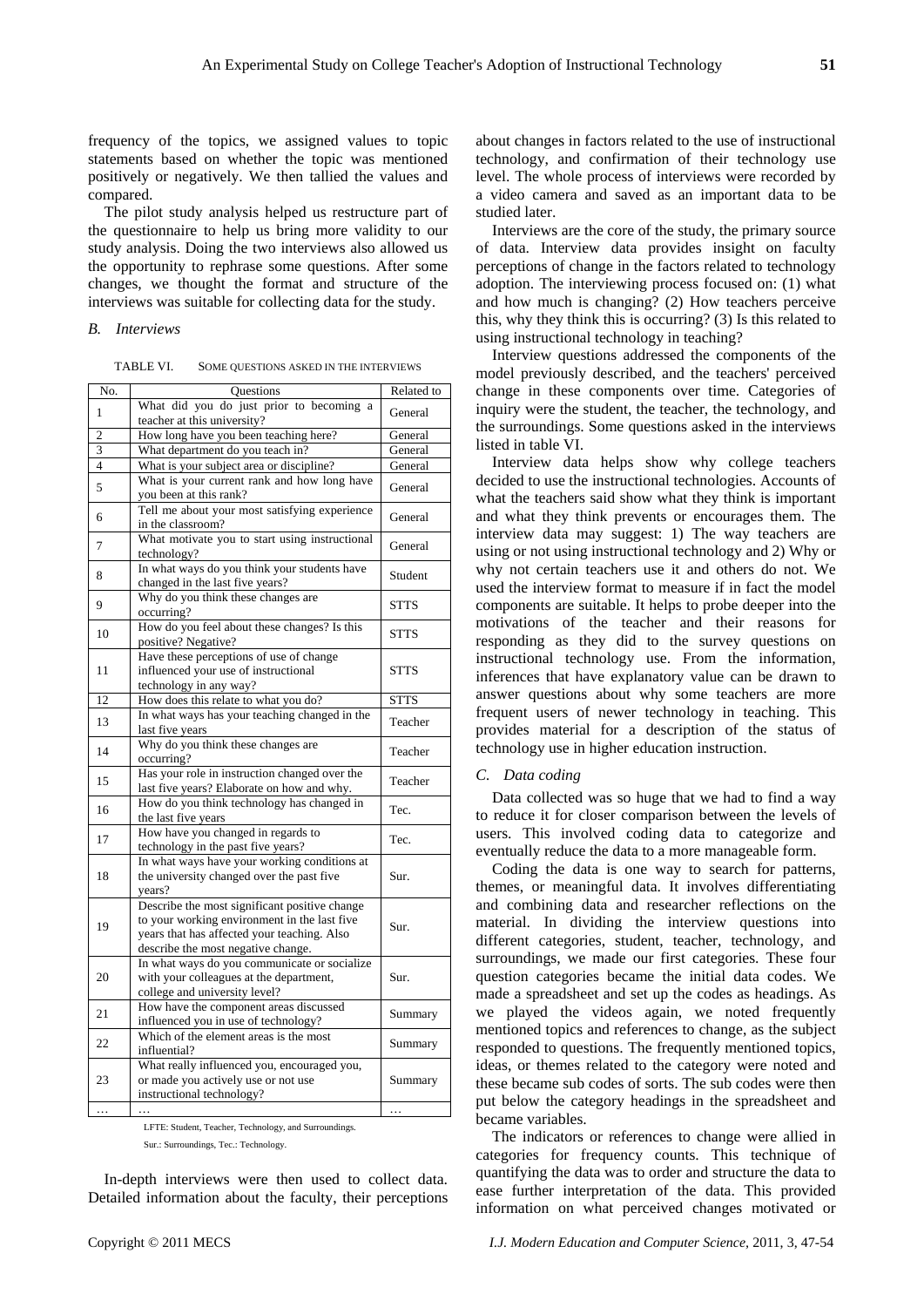frequency of the topics, we assigned values to topic statements based on whether the topic was mentioned positively or negatively. We then tallied the values and compared.

The pilot study analysis helped us restructure part of the questionnaire to help us bring more validity to our study analysis. Doing the two interviews also allowed us the opportunity to rephrase some questions. After some changes, we thought the format and structure of the interviews was suitable for collecting data for the study.

### *B. Interviews*

TABLE VI. SOME QUESTIONS ASKED IN THE INTERVIEWS

| No. | Questions | Related to |
|---|---|---|
| 1 | What did you do just prior to becoming a teacher at this university? | General |
| 2 | How long have you been teaching here? | General |
| 3 | What department do you teach in? | General |
| 4 | What is your subject area or discipline? | General |
| 5 | What is your current rank and how long have you been at this rank? | General |
| 6 | Tell me about your most satisfying experience in the classroom? | General |
| 7 | What motivate you to start using instructional technology? | General |
| 8 | In what ways do you think your students have changed in the last five years? | Student |
| 9 | Why do you think these changes are occurring? | STTS |
| 10 | How do you feel about these changes? Is this positive? Negative? | STTS |
| 11 | Have these perceptions of use of change influenced your use of instructional technology in any way? | STTS |
| 12 | How does this relate to what you do? | STTS |
| 13 | In what ways has your teaching changed in the last five years | Teacher |
| 14 | Why do you think these changes are occurring? | Teacher |
| 15 | Has your role in instruction changed over the last five years? Elaborate on how and why. | Teacher |
| 16 | How do you think technology has changed in the last five years | Tec. |
| 17 | How have you changed in regards to technology in the past five years? | Tec. |
| 18 | In what ways have your working conditions at the university changed over the past five years? | Sur. |
| 19 | Describe the most significant positive change to your working environment in the last five years that has affected your teaching. Also describe the most negative change. | Sur. |
| 20 | In what ways do you communicate or socialize with your colleagues at the department, college and university level? | Sur. |
| 21 | How have the component areas discussed influenced you in use of technology? | Summary |
| 22 | Which of the element areas is the most influential? | Summary |
| 23 | What really influenced you, encouraged you, or made you actively use or not use instructional technology? | Summary |
| … | … | … |

LFTE: Student, Teacher, Technology, and Surroundings.

Sur.: Surroundings, Tec.: Technology.

In-depth interviews were then used to collect data. Detailed information about the faculty, their perceptions about changes in factors related to the use of instructional technology, and confirmation of their technology use level. The whole process of interviews were recorded by a video camera and saved as an important data to be studied later.

Interviews are the core of the study, the primary source of data. Interview data provides insight on faculty perceptions of change in the factors related to technology adoption. The interviewing process focused on: (1) what and how much is changing? (2) How teachers perceive this, why they think this is occurring? (3) Is this related to using instructional technology in teaching?

Interview questions addressed the components of the model previously described, and the teachers' perceived change in these components over time. Categories of inquiry were the student, the teacher, the technology, and the surroundings. Some questions asked in the interviews listed in table VI.

Interview data helps show why college teachers decided to use the instructional technologies. Accounts of what the teachers said show what they think is important and what they think prevents or encourages them. The interview data may suggest: 1) The way teachers are using or not using instructional technology and 2) Why or why not certain teachers use it and others do not. We used the interview format to measure if in fact the model components are suitable. It helps to probe deeper into the motivations of the teacher and their reasons for responding as they did to the survey questions on instructional technology use. From the information, inferences that have explanatory value can be drawn to answer questions about why some teachers are more frequent users of newer technology in teaching. This provides material for a description of the status of technology use in higher education instruction.

### *C. Data coding*

Data collected was so huge that we had to find a way to reduce it for closer comparison between the levels of users. This involved coding data to categorize and eventually reduce the data to a more manageable form.

Coding the data is one way to search for patterns, themes, or meaningful data. It involves differentiating and combining data and researcher reflections on the material. In dividing the interview questions into different categories, student, teacher, technology, and surroundings, we made our first categories. These four question categories became the initial data codes. We made a spreadsheet and set up the codes as headings. As we played the videos again, we noted frequently mentioned topics and references to change, as the subject responded to questions. The frequently mentioned topics, ideas, or themes related to the category were noted and these became sub codes of sorts. The sub codes were then put below the category headings in the spreadsheet and became variables.

The indicators or references to change were allied in categories for frequency counts. This technique of quantifying the data was to order and structure the data to ease further interpretation of the data. This provided information on what perceived changes motivated or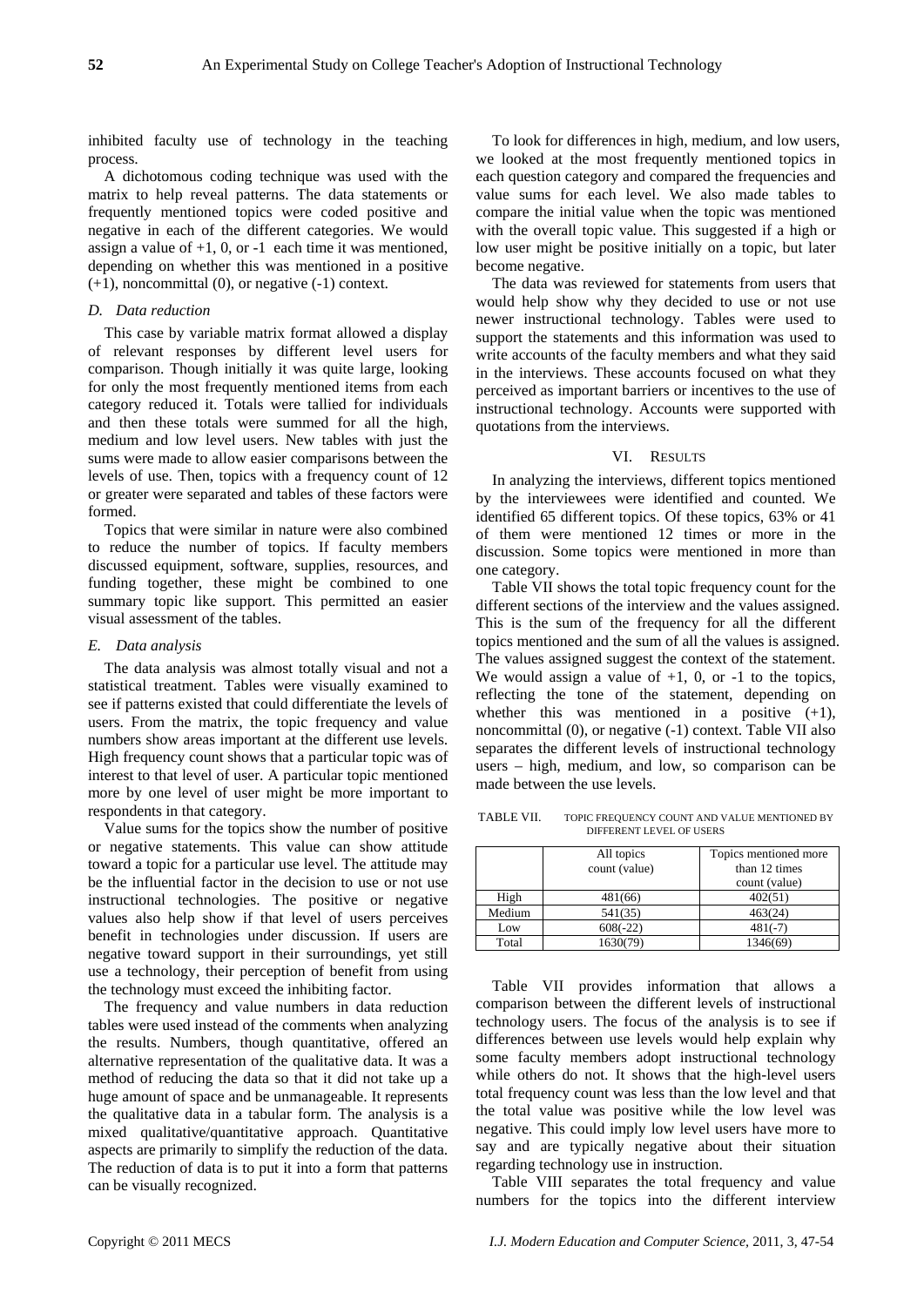inhibited faculty use of technology in the teaching process.

A dichotomous coding technique was used with the matrix to help reveal patterns. The data statements or frequently mentioned topics were coded positive and negative in each of the different categories. We would assign a value of +1, 0, or -1 each time it was mentioned, depending on whether this was mentioned in a positive (+1), noncommittal (0), or negative (-1) context.

### *D. Data reduction*

This case by variable matrix format allowed a display of relevant responses by different level users for comparison. Though initially it was quite large, looking for only the most frequently mentioned items from each category reduced it. Totals were tallied for individuals and then these totals were summed for all the high, medium and low level users. New tables with just the sums were made to allow easier comparisons between the levels of use. Then, topics with a frequency count of 12 or greater were separated and tables of these factors were formed.

Topics that were similar in nature were also combined to reduce the number of topics. If faculty members discussed equipment, software, supplies, resources, and funding together, these might be combined to one summary topic like support. This permitted an easier visual assessment of the tables.

### *E. Data analysis*

The data analysis was almost totally visual and not a statistical treatment. Tables were visually examined to see if patterns existed that could differentiate the levels of users. From the matrix, the topic frequency and value numbers show areas important at the different use levels. High frequency count shows that a particular topic was of interest to that level of user. A particular topic mentioned more by one level of user might be more important to respondents in that category.

Value sums for the topics show the number of positive or negative statements. This value can show attitude toward a topic for a particular use level. The attitude may be the influential factor in the decision to use or not use instructional technologies. The positive or negative values also help show if that level of users perceives benefit in technologies under discussion. If users are negative toward support in their surroundings, yet still use a technology, their perception of benefit from using the technology must exceed the inhibiting factor.

The frequency and value numbers in data reduction tables were used instead of the comments when analyzing the results. Numbers, though quantitative, offered an alternative representation of the qualitative data. It was a method of reducing the data so that it did not take up a huge amount of space and be unmanageable. It represents the qualitative data in a tabular form. The analysis is a mixed qualitative/quantitative approach. Quantitative aspects are primarily to simplify the reduction of the data. The reduction of data is to put it into a form that patterns can be visually recognized.

To look for differences in high, medium, and low users, we looked at the most frequently mentioned topics in each question category and compared the frequencies and value sums for each level. We also made tables to compare the initial value when the topic was mentioned with the overall topic value. This suggested if a high or low user might be positive initially on a topic, but later become negative.

The data was reviewed for statements from users that would help show why they decided to use or not use newer instructional technology. Tables were used to support the statements and this information was used to write accounts of the faculty members and what they said in the interviews. These accounts focused on what they perceived as important barriers or incentives to the use of instructional technology. Accounts were supported with quotations from the interviews.

## VI. RESULTS

In analyzing the interviews, different topics mentioned by the interviewees were identified and counted. We identified 65 different topics. Of these topics, 63% or 41 of them were mentioned 12 times or more in the discussion. Some topics were mentioned in more than one category.

Table VII shows the total topic frequency count for the different sections of the interview and the values assigned. This is the sum of the frequency for all the different topics mentioned and the sum of all the values is assigned. The values assigned suggest the context of the statement. We would assign a value of +1, 0, or -1 to the topics, reflecting the tone of the statement, depending on whether this was mentioned in a positive (+1), noncommittal (0), or negative (-1) context. Table VII also separates the different levels of instructional technology users – high, medium, and low, so comparison can be made between the use levels.

TABLE VII. TOPIC FREQUENCY COUNT AND VALUE MENTIONED BY DIFFERENT LEVEL OF USERS

| | All topics count (value) | Topics mentioned more than 12 times count (value) |
|---|---|---|
| High | 481(66) | 402(51) |
| Medium | 541(35) | 463(24) |
| Low | 608(-22) | 481(-7) |
| Total | 1630(79) | 1346(69) |

Table VII provides information that allows a comparison between the different levels of instructional technology users. The focus of the analysis is to see if differences between use levels would help explain why some faculty members adopt instructional technology while others do not. It shows that the high-level users total frequency count was less than the low level and that the total value was positive while the low level was negative. This could imply low level users have more to say and are typically negative about their situation regarding technology use in instruction.

Table VIII separates the total frequency and value numbers for the topics into the different interview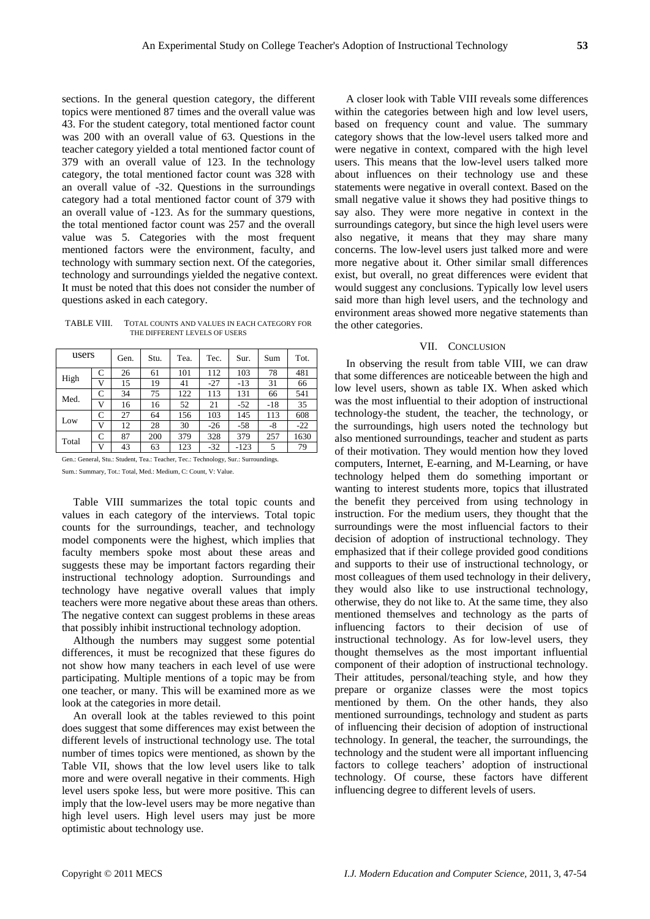sections. In the general question category, the different topics were mentioned 87 times and the overall value was 43. For the student category, total mentioned factor count was 200 with an overall value of 63. Questions in the teacher category yielded a total mentioned factor count of 379 with an overall value of 123. In the technology category, the total mentioned factor count was 328 with an overall value of -32. Questions in the surroundings category had a total mentioned factor count of 379 with an overall value of -123. As for the summary questions, the total mentioned factor count was 257 and the overall value was 5. Categories with the most frequent mentioned factors were the environment, faculty, and technology with summary section next. Of the categories, technology and surroundings yielded the negative context. It must be noted that this does not consider the number of questions asked in each category.

TABLE VIII. TOTAL COUNTS AND VALUES IN EACH CATEGORY FOR THE DIFFERENT LEVELS OF USERS

| users | | Gen. | Stu. | Tea. | Tec. | Sur. | Sum | Tot. |
|---|---|---|---|---|---|---|---|---|
| High | C | 26 | 61 | 101 | 112 | 103 | 78 | 481 |
| | V | 15 | 19 | 41 | -27 | -13 | 31 | 66 |
| Med. | C | 34 | 75 | 122 | 113 | 131 | 66 | 541 |
| | V | 16 | 16 | 52 | 21 | -52 | -18 | 35 |
| Low | C | 27 | 64 | 156 | 103 | 145 | 113 | 608 |
| | V | 12 | 28 | 30 | -26 | -58 | -8 | -22 |
| Total | C | 87 | 200 | 379 | 328 | 379 | 257 | 1630 |
| | V | 43 | 63 | 123 | -32 | -123 | 5 | 79 |

Gen.: General, Stu.: Student, Tea.: Teacher, Tec.: Technology, Sur.: Surroundings.
Sum.: Summary, Tot.: Total, Med.: Medium, C: Count, V: Value.

Table VIII summarizes the total topic counts and values in each category of the interviews. Total topic counts for the surroundings, teacher, and technology model components were the highest, which implies that faculty members spoke most about these areas and suggests these may be important factors regarding their instructional technology adoption. Surroundings and technology have negative overall values that imply teachers were more negative about these areas than others. The negative context can suggest problems in these areas that possibly inhibit instructional technology adoption.

Although the numbers may suggest some potential differences, it must be recognized that these figures do not show how many teachers in each level of use were participating. Multiple mentions of a topic may be from one teacher, or many. This will be examined more as we look at the categories in more detail.

An overall look at the tables reviewed to this point does suggest that some differences may exist between the different levels of instructional technology use. The total number of times topics were mentioned, as shown by the Table VII, shows that the low level users like to talk more and were overall negative in their comments. High level users spoke less, but were more positive. This can imply that the low-level users may be more negative than high level users. High level users may just be more optimistic about technology use.

A closer look with Table VIII reveals some differences within the categories between high and low level users, based on frequency count and value. The summary category shows that the low-level users talked more and were negative in context, compared with the high level users. This means that the low-level users talked more about influences on their technology use and these statements were negative in overall context. Based on the small negative value it shows they had positive things to say also. They were more negative in context in the surroundings category, but since the high level users were also negative, it means that they may share many concerns. The low-level users just talked more and were more negative about it. Other similar small differences exist, but overall, no great differences were evident that would suggest any conclusions. Typically low level users said more than high level users, and the technology and environment areas showed more negative statements than the other categories.

## VII. CONCLUSION

In observing the result from table VIII, we can draw that some differences are noticeable between the high and low level users, shown as table IX. When asked which was the most influential to their adoption of instructional technology-the student, the teacher, the technology, or the surroundings, high users noted the technology but also mentioned surroundings, teacher and student as parts of their motivation. They would mention how they loved computers, Internet, E-earning, and M-Learning, or have technology helped them do something important or wanting to interest students more, topics that illustrated the benefit they perceived from using technology in instruction. For the medium users, they thought that the surroundings were the most influencial factors to their decision of adoption of instructional technology. They emphasized that if their college provided good conditions and supports to their use of instructional technology, or most colleagues of them used technology in their delivery, they would also like to use instructional technology, otherwise, they do not like to. At the same time, they also mentioned themselves and technology as the parts of influencing factors to their decision of use of instructional technology. As for low-level users, they thought themselves as the most important influential component of their adoption of instructional technology. Their attitudes, personal/teaching style, and how they prepare or organize classes were the most topics mentioned by them. On the other hands, they also mentioned surroundings, technology and student as parts of influencing their decision of adoption of instructional technology. In general, the teacher, the surroundings, the technology and the student were all important influencing factors to college teachers' adoption of instructional technology. Of course, these factors have different influencing degree to different levels of users.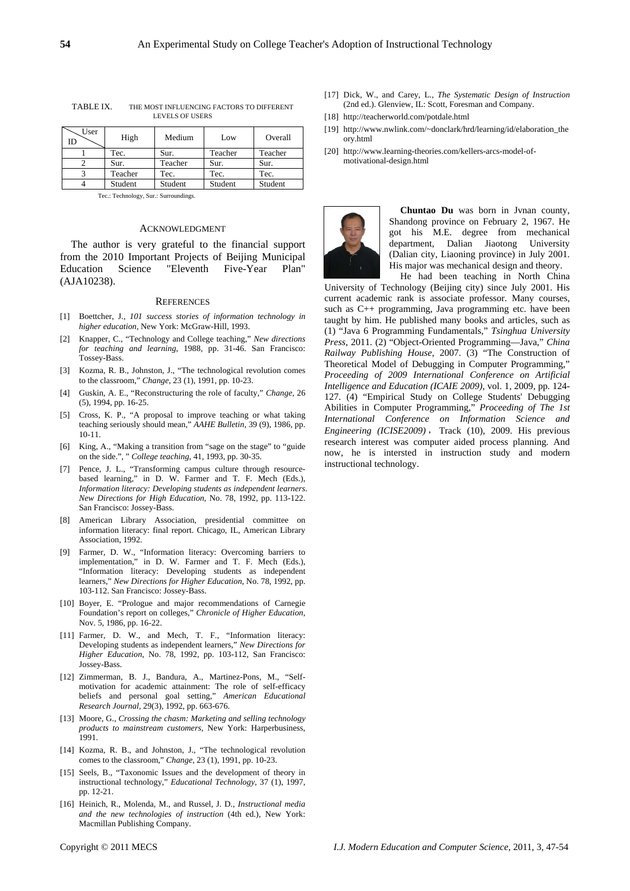TABLE IX. THE MOST INFLUENCING FACTORS TO DIFFERENT LEVELS OF USERS

| ID \ User | High | Medium | Low | Overall |
|---|---|---|---|---|
| 1 | Tec. | Sur. | Teacher | Teacher |
| 2 | Sur. | Teacher | Sur. | Sur. |
| 3 | Teacher | Tec. | Tec. | Tec. |
| 4 | Student | Student | Student | Student |

Tec.: Technology, Sur.: Surroundings.

## ACKNOWLEDGMENT

The author is very grateful to the financial support from the 2010 Important Projects of Beijing Municipal Education Science "Eleventh Five-Year Plan" (AJA10238).

## REFERENCES

[1] Boettcher, J., *101 success stories of information technology in higher education*, New York: McGraw-Hill, 1993.

[2] Knapper, C., "Technology and College teaching," *New directions for teaching and learning*, 1988, pp. 31-46. San Francisco: Tossey-Bass.

[3] Kozma, R. B., Johnston, J., "The technological revolution comes to the classroom," *Change*, 23 (1), 1991, pp. 10-23.

[4] Guskin, A. E., "Reconstructuring the role of faculty," *Change*, 26 (5), 1994, pp. 16-25.

[5] Cross, K. P., "A proposal to improve teaching or what taking teaching seriously should mean," *AAHE Bulletin*, 39 (9), 1986, pp. 10-11.

[6] King, A., "Making a transition from "sage on the stage" to "guide on the side.", " *College teaching*, 41, 1993, pp. 30-35.

[7] Pence, J. L., "Transforming campus culture through resource-based learning," in D. W. Farmer and T. F. Mech (Eds.), *Information literacy: Developing students as independent learners. New Directions for High Education*, No. 78, 1992, pp. 113-122. San Francisco: Jossey-Bass.

[8] American Library Association, presidential committee on information literacy: final report. Chicago, IL, American Library Association, 1992.

[9] Farmer, D. W., "Information literacy: Overcoming barriers to implementation," in D. W. Farmer and T. F. Mech (Eds.), "Information literacy: Developing students as independent learners," *New Directions for Higher Education*, No. 78, 1992, pp. 103-112. San Francisco: Jossey-Bass.

[10] Boyer, E. "Prologue and major recommendations of Carnegie Foundation's report on colleges," *Chronicle of Higher Education*, Nov. 5, 1986, pp. 16-22.

[11] Farmer, D. W., and Mech, T. F., "Information literacy: Developing students as independent learners," *New Directions for Higher Education*, No. 78, 1992, pp. 103-112, San Francisco: Jossey-Bass.

[12] Zimmerman, B. J., Bandura, A., Martinez-Pons, M., "Self-motivation for academic attainment: The role of self-efficacy beliefs and personal goal setting," *American Educational Research Journal*, 29(3), 1992, pp. 663-676.

[13] Moore, G., *Crossing the chasm: Marketing and selling technology products to mainstream customers*, New York: Harperbusiness, 1991.

[14] Kozma, R. B., and Johnston, J., "The technological revolution comes to the classroom," *Change*, 23 (1), 1991, pp. 10-23.

[15] Seels, B., "Taxonomic Issues and the development of theory in instructional technology," *Educational Technology*, 37 (1), 1997, pp. 12-21.

[16] Heinich, R., Molenda, M., and Russel, J. D., *Instructional media and the new technologies of instruction* (4th ed.), New York: Macmillan Publishing Company.

[17] Dick, W., and Carey, L., *The Systematic Design of Instruction* (2nd ed.). Glenview, IL: Scott, Foresman and Company.

[18] http://teacherworld.com/potdale.html

[19] http://www.nwlink.com/~donclark/hrd/learning/id/elaboration_theory.html

[20] http://www.learning-theories.com/kellers-arcs-model-of-motivational-design.html

**Chuntao Du** was born in Jvnan county, Shandong province on February 2, 1967. He got his M.E. degree from mechanical department, Dalian Jiaotong University (Dalian city, Liaoning province) in July 2001. His major was mechanical design and theory.

He had been teaching in North China University of Technology (Beijing city) since July 2001. His current academic rank is associate professor. Many courses, such as C++ programming, Java programming etc. have been taught by him. He published many books and articles, such as (1) "Java 6 Programming Fundamentals," *Tsinghua University Press*, 2011. (2) "Object-Oriented Programming—Java," *China Railway Publishing House*, 2007. (3) "The Construction of Theoretical Model of Debugging in Computer Programming," *Proceeding of 2009 International Conference on Artificial Intelligence and Education (ICAIE 2009)*, vol. 1, 2009, pp. 124-127. (4) "Empirical Study on College Students' Debugging Abilities in Computer Programming," *Proceeding of The 1st International Conference on Information Science and Engineering (ICISE2009)*， Track (10), 2009. His previous research interest was computer aided process planning. And now, he is intersted in instruction study and modern instructional technology.